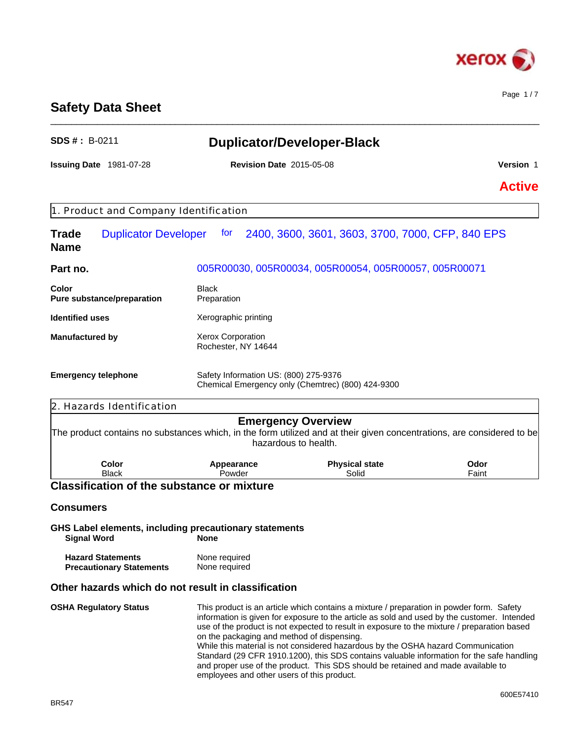# Safety Data Sheet

**SDS # :** B-0211

## Duplicator/Developer-Black

**Issuing Date** 1981-07-28 **Revision Date** 2015-05-08 **Version** 1

**Active**

## 1. Product and Company Identification

**Trade Name** Duplicator Developer for 2400, 3600, 3601, 3603, 3700, 7000, CFP, 840 EPS

**Part no.** 005R00030, 005R00034, 005R00054, 005R00057, 005R00071

**Color** Black

**Pure substance/preparation** Preparation

**Identified uses** Xerographic printing

**Manufactured by** Xerox Corporation
Rochester, NY 14644

**Emergency telephone** Safety Information US: (800) 275-9376
Chemical Emergency only (Chemtrec) (800) 424-9300

## 2. Hazards Identification

### Emergency Overview

The product contains no substances which, in the form utilized and at their given concentrations, are considered to be hazardous to health.

| Color | Appearance | Physical state | Odor |
|---|---|---|---|
| Black | Powder | Solid | Faint |

### Classification of the substance or mixture

#### Consumers

**GHS Label elements, including precautionary statements**

**Signal Word** **None**

**Hazard Statements** None required

**Precautionary Statements** None required

### Other hazards which do not result in classification

**OSHA Regulatory Status** This product is an article which contains a mixture / preparation in powder form. Safety information is given for exposure to the article as sold and used by the customer. Intended use of the product is not expected to result in exposure to the mixture / preparation based on the packaging and method of dispensing.
While this material is not considered hazardous by the OSHA hazard Communication Standard (29 CFR 1910.1200), this SDS contains valuable information for the safe handling and proper use of the product. This SDS should be retained and made available to employees and other users of this product.

600E57410

BR547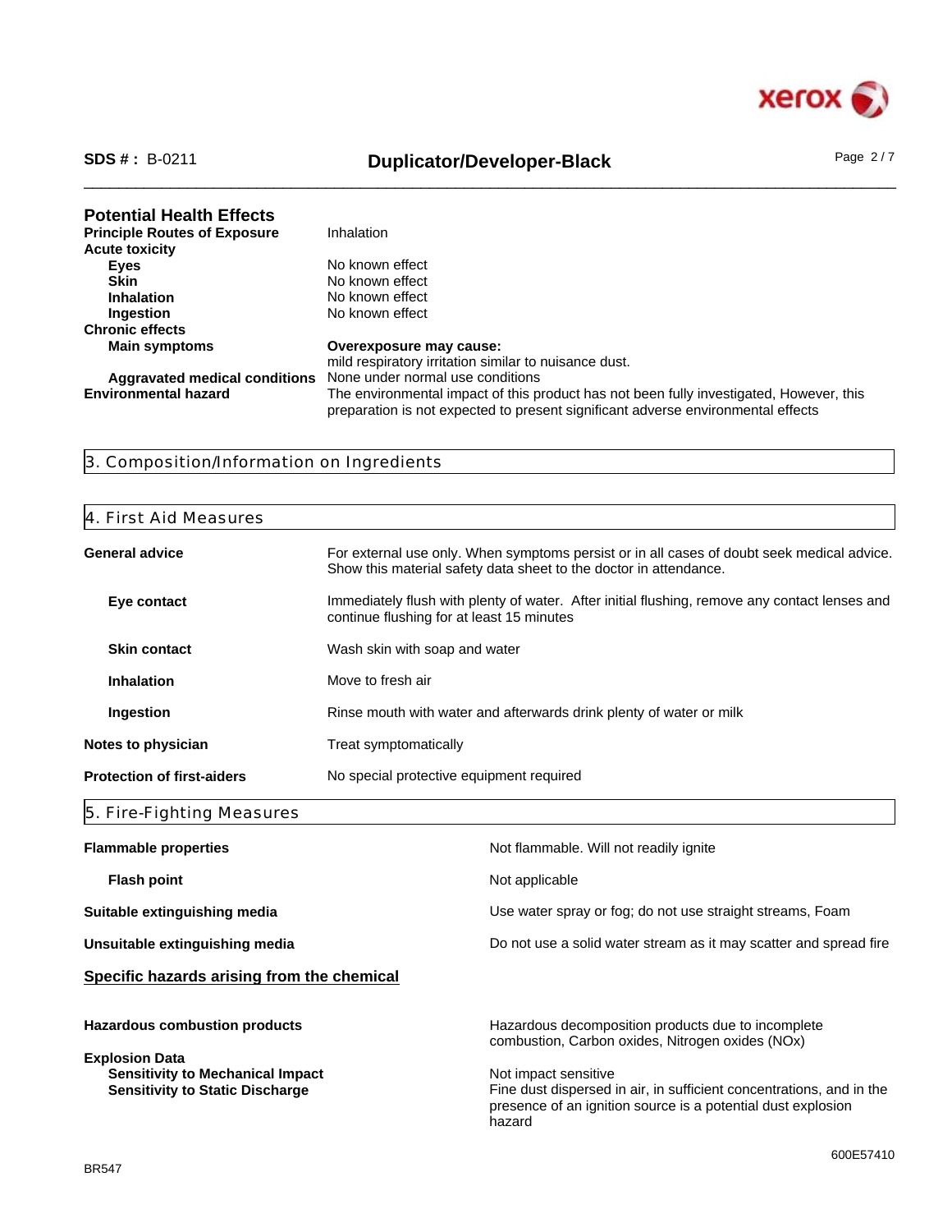### Potential Health Effects

| | |
|---|---|
| **Principle Routes of Exposure** | Inhalation |
| **Acute toxicity** | |
| **Eyes** | No known effect |
| **Skin** | No known effect |
| **Inhalation** | No known effect |
| **Ingestion** | No known effect |
| **Chronic effects** | |
| **Main symptoms** | **Overexposure may cause:** mild respiratory irritation similar to nuisance dust. |
| **Aggravated medical conditions** | None under normal use conditions |
| **Environmental hazard** | The environmental impact of this product has not been fully investigated, However, this preparation is not expected to present significant adverse environmental effects |

## 3. Composition/Information on Ingredients

## 4. First Aid Measures

| | |
|---|---|
| **General advice** | For external use only. When symptoms persist or in all cases of doubt seek medical advice. Show this material safety data sheet to the doctor in attendance. |
| **Eye contact** | Immediately flush with plenty of water. After initial flushing, remove any contact lenses and continue flushing for at least 15 minutes |
| **Skin contact** | Wash skin with soap and water |
| **Inhalation** | Move to fresh air |
| **Ingestion** | Rinse mouth with water and afterwards drink plenty of water or milk |
| **Notes to physician** | Treat symptomatically |
| **Protection of first-aiders** | No special protective equipment required |

## 5. Fire-Fighting Measures

| | |
|---|---|
| **Flammable properties** | Not flammable. Will not readily ignite |
| **Flash point** | Not applicable |
| **Suitable extinguishing media** | Use water spray or fog; do not use straight streams, Foam |
| **Unsuitable extinguishing media** | Do not use a solid water stream as it may scatter and spread fire |

**Specific hazards arising from the chemical**

| | |
|---|---|
| **Hazardous combustion products** | Hazardous decomposition products due to incomplete combustion, Carbon oxides, Nitrogen oxides (NOx) |
| **Explosion Data** | |
| **Sensitivity to Mechanical Impact** | Not impact sensitive |
| **Sensitivity to Static Discharge** | Fine dust dispersed in air, in sufficient concentrations, and in the presence of an ignition source is a potential dust explosion hazard |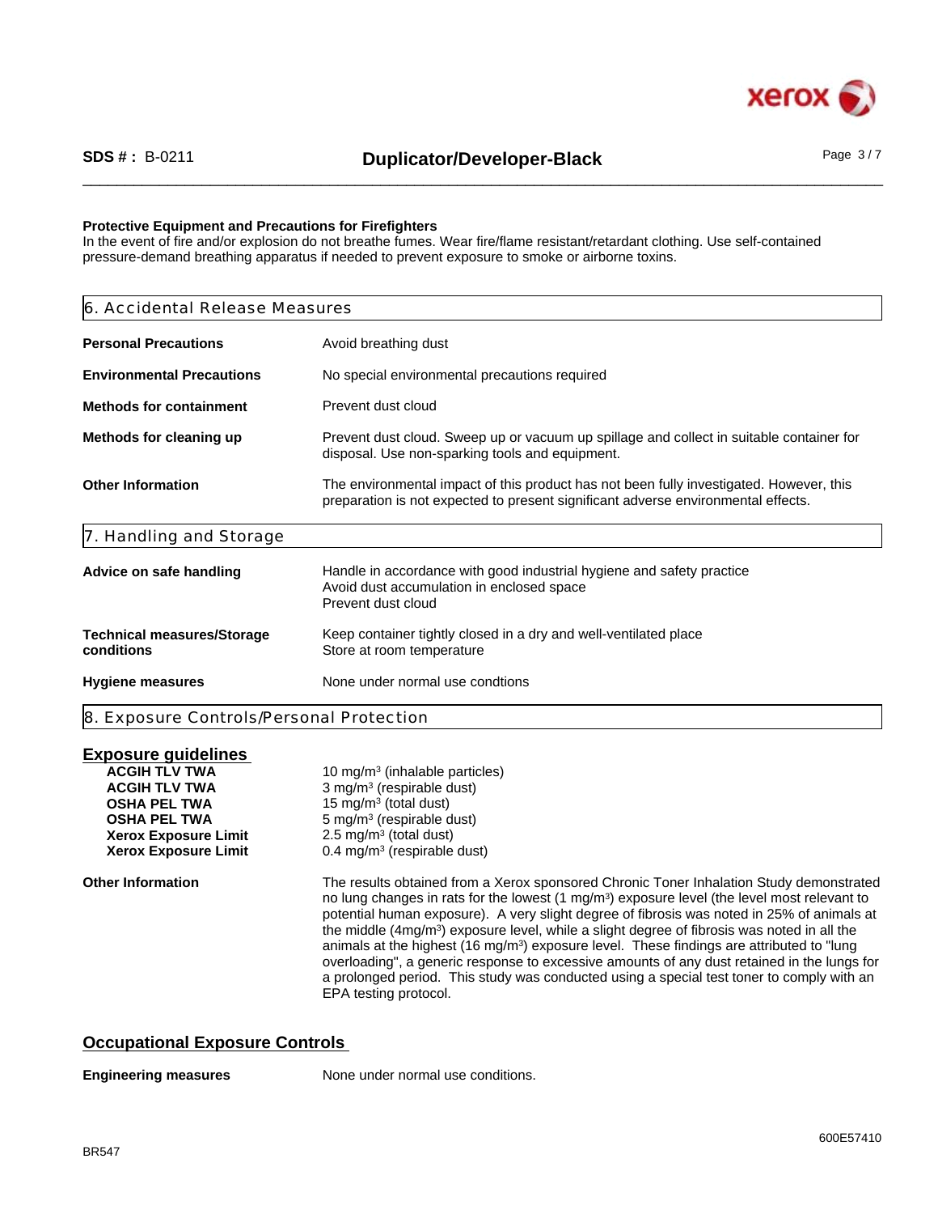**Protective Equipment and Precautions for Firefighters**
In the event of fire and/or explosion do not breathe fumes. Wear fire/flame resistant/retardant clothing. Use self-contained pressure-demand breathing apparatus if needed to prevent exposure to smoke or airborne toxins.

## 6. Accidental Release Measures

| | |
|---|---|
| **Personal Precautions** | Avoid breathing dust |
| **Environmental Precautions** | No special environmental precautions required |
| **Methods for containment** | Prevent dust cloud |
| **Methods for cleaning up** | Prevent dust cloud. Sweep up or vacuum up spillage and collect in suitable container for disposal. Use non-sparking tools and equipment. |
| **Other Information** | The environmental impact of this product has not been fully investigated. However, this preparation is not expected to present significant adverse environmental effects. |

## 7. Handling and Storage

| | |
|---|---|
| **Advice on safe handling** | Handle in accordance with good industrial hygiene and safety practice<br>Avoid dust accumulation in enclosed space<br>Prevent dust cloud |
| **Technical measures/Storage conditions** | Keep container tightly closed in a dry and well-ventilated place<br>Store at room temperature |
| **Hygiene measures** | None under normal use condtions |

## 8. Exposure Controls/Personal Protection

### Exposure guidelines

| | |
|---|---|
| **ACGIH TLV TWA** | 10 mg/m$^3$ (inhalable particles) |
| **ACGIH TLV TWA** | 3 mg/m$^3$ (respirable dust) |
| **OSHA PEL TWA** | 15 mg/m$^3$ (total dust) |
| **OSHA PEL TWA** | 5 mg/m$^3$ (respirable dust) |
| **Xerox Exposure Limit** | 2.5 mg/m$^3$ (total dust) |
| **Xerox Exposure Limit** | 0.4 mg/m$^3$ (respirable dust) |

**Other Information**

The results obtained from a Xerox sponsored Chronic Toner Inhalation Study demonstrated no lung changes in rats for the lowest (1 mg/m$^3$) exposure level (the level most relevant to potential human exposure). A very slight degree of fibrosis was noted in 25% of animals at the middle (4mg/m$^3$) exposure level, while a slight degree of fibrosis was noted in all the animals at the highest (16 mg/m$^3$) exposure level. These findings are attributed to "lung overloading", a generic response to excessive amounts of any dust retained in the lungs for a prolonged period. This study was conducted using a special test toner to comply with an EPA testing protocol.

### Occupational Exposure Controls

**Engineering measures** None under normal use conditions.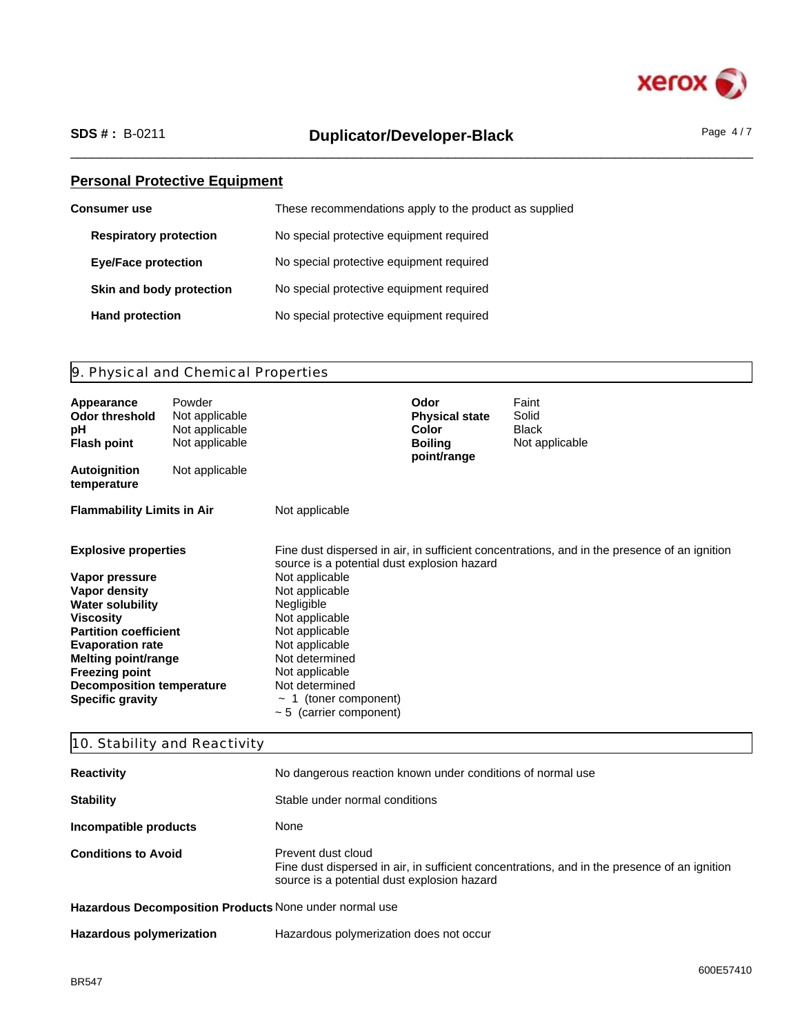## Personal Protective Equipment

| | |
|---|---|
| **Consumer use** | These recommendations apply to the product as supplied |
| **Respiratory protection** | No special protective equipment required |
| **Eye/Face protection** | No special protective equipment required |
| **Skin and body protection** | No special protective equipment required |
| **Hand protection** | No special protective equipment required |

## 9. Physical and Chemical Properties

| | | | |
|---|---|---|---|
| **Appearance** | Powder | **Odor** | Faint |
| **Odor threshold** | Not applicable | **Physical state** | Solid |
| **pH** | Not applicable | **Color** | Black |
| **Flash point** | Not applicable | **Boiling point/range** | Not applicable |
| **Autoignition temperature** | Not applicable | | |

| | |
|---|---|
| **Flammability Limits in Air** | Not applicable |
| **Explosive properties** | Fine dust dispersed in air, in sufficient concentrations, and in the presence of an ignition source is a potential dust explosion hazard |
| **Vapor pressure** | Not applicable |
| **Vapor density** | Not applicable |
| **Water solubility** | Negligible |
| **Viscosity** | Not applicable |
| **Partition coefficient** | Not applicable |
| **Evaporation rate** | Not applicable |
| **Melting point/range** | Not determined |
| **Freezing point** | Not applicable |
| **Decomposition temperature** | Not determined |
| **Specific gravity** | ~ 1 (toner component)<br>~ 5 (carrier component) |

## 10. Stability and Reactivity

| | |
|---|---|
| **Reactivity** | No dangerous reaction known under conditions of normal use |
| **Stability** | Stable under normal conditions |
| **Incompatible products** | None |
| **Conditions to Avoid** | Prevent dust cloud<br>Fine dust dispersed in air, in sufficient concentrations, and in the presence of an ignition source is a potential dust explosion hazard |
| **Hazardous Decomposition Products** | None under normal use |
| **Hazardous polymerization** | Hazardous polymerization does not occur |

BR547

600E57410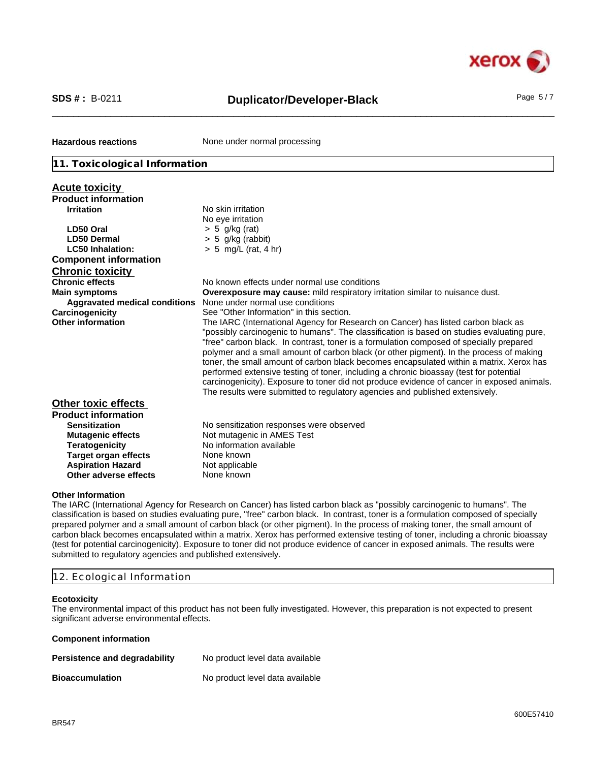**Hazardous reactions** None under normal processing

## 11. Toxicological Information

### Acute toxicity

**Product information**

| | |
|---|---|
| **Irritation** | No skin irritation<br>No eye irritation |
| **LD50 Oral** | > 5 g/kg (rat) |
| **LD50 Dermal** | > 5 g/kg (rabbit) |
| **LC50 Inhalation:** | > 5 mg/L (rat, 4 hr) |

**Component information**

### Chronic toxicity

| | |
|---|---|
| **Chronic effects** | No known effects under normal use conditions |
| **Main symptoms** | **Overexposure may cause:** mild respiratory irritation similar to nuisance dust. |
| **Aggravated medical conditions** | None under normal use conditions |
| **Carcinogenicity** | See "Other Information" in this section. |
| **Other information** | The IARC (International Agency for Research on Cancer) has listed carbon black as "possibly carcinogenic to humans". The classification is based on studies evaluating pure, "free" carbon black. In contrast, toner is a formulation composed of specially prepared polymer and a small amount of carbon black (or other pigment). In the process of making toner, the small amount of carbon black becomes encapsulated within a matrix. Xerox has performed extensive testing of toner, including a chronic bioassay (test for potential carcinogenicity). Exposure to toner did not produce evidence of cancer in exposed animals. The results were submitted to regulatory agencies and published extensively. |

### Other toxic effects

**Product information**

| | |
|---|---|
| **Sensitization** | No sensitization responses were observed |
| **Mutagenic effects** | Not mutagenic in AMES Test |
| **Teratogenicity** | No information available |
| **Target organ effects** | None known |
| **Aspiration Hazard** | Not applicable |
| **Other adverse effects** | None known |

**Other Information**

The IARC (International Agency for Research on Cancer) has listed carbon black as "possibly carcinogenic to humans". The classification is based on studies evaluating pure, "free" carbon black. In contrast, toner is a formulation composed of specially prepared polymer and a small amount of carbon black (or other pigment). In the process of making toner, the small amount of carbon black becomes encapsulated within a matrix. Xerox has performed extensive testing of toner, including a chronic bioassay (test for potential carcinogenicity). Exposure to toner did not produce evidence of cancer in exposed animals. The results were submitted to regulatory agencies and published extensively.

## 12. Ecological Information

**Ecotoxicity**

The environmental impact of this product has not been fully investigated. However, this preparation is not expected to present significant adverse environmental effects.

**Component information**

| | |
|---|---|
| **Persistence and degradability** | No product level data available |
| **Bioaccumulation** | No product level data available |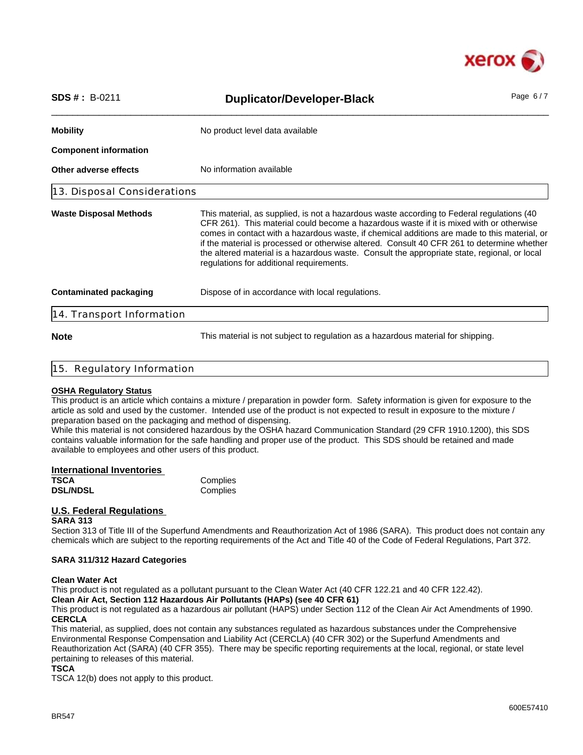**Mobility** No product level data available

**Component information**

**Other adverse effects** No information available

## 13. Disposal Considerations

**Waste Disposal Methods** This material, as supplied, is not a hazardous waste according to Federal regulations (40 CFR 261). This material could become a hazardous waste if it is mixed with or otherwise comes in contact with a hazardous waste, if chemical additions are made to this material, or if the material is processed or otherwise altered. Consult 40 CFR 261 to determine whether the altered material is a hazardous waste. Consult the appropriate state, regional, or local regulations for additional requirements.

**Contaminated packaging** Dispose of in accordance with local regulations.

## 14. Transport Information

**Note** This material is not subject to regulation as a hazardous material for shipping.

## 15. Regulatory Information

**OSHA Regulatory Status**

This product is an article which contains a mixture / preparation in powder form. Safety information is given for exposure to the article as sold and used by the customer. Intended use of the product is not expected to result in exposure to the mixture / preparation based on the packaging and method of dispensing.

While this material is not considered hazardous by the OSHA hazard Communication Standard (29 CFR 1910.1200), this SDS contains valuable information for the safe handling and proper use of the product. This SDS should be retained and made available to employees and other users of this product.

**International Inventories**

| | |
|---|---|
| **TSCA** | Complies |
| **DSL/NDSL** | Complies |

**U.S. Federal Regulations**

**SARA 313**

Section 313 of Title III of the Superfund Amendments and Reauthorization Act of 1986 (SARA). This product does not contain any chemicals which are subject to the reporting requirements of the Act and Title 40 of the Code of Federal Regulations, Part 372.

**SARA 311/312 Hazard Categories**

**Clean Water Act**

This product is not regulated as a pollutant pursuant to the Clean Water Act (40 CFR 122.21 and 40 CFR 122.42).

**Clean Air Act, Section 112 Hazardous Air Pollutants (HAPs) (see 40 CFR 61)**

This product is not regulated as a hazardous air pollutant (HAPS) under Section 112 of the Clean Air Act Amendments of 1990.

**CERCLA**

This material, as supplied, does not contain any substances regulated as hazardous substances under the Comprehensive Environmental Response Compensation and Liability Act (CERCLA) (40 CFR 302) or the Superfund Amendments and Reauthorization Act (SARA) (40 CFR 355). There may be specific reporting requirements at the local, regional, or state level pertaining to releases of this material.

**TSCA**

TSCA 12(b) does not apply to this product.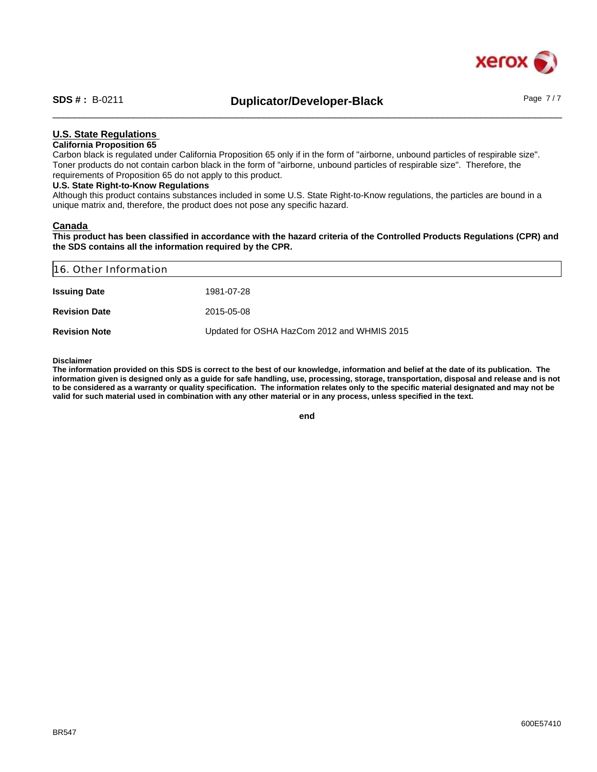## U.S. State Regulations

**California Proposition 65**

Carbon black is regulated under California Proposition 65 only if in the form of "airborne, unbound particles of respirable size". Toner products do not contain carbon black in the form of "airborne, unbound particles of respirable size". Therefore, the requirements of Proposition 65 do not apply to this product.

**U.S. State Right-to-Know Regulations**

Although this product contains substances included in some U.S. State Right-to-Know regulations, the particles are bound in a unique matrix and, therefore, the product does not pose any specific hazard.

## Canada

**This product has been classified in accordance with the hazard criteria of the Controlled Products Regulations (CPR) and the SDS contains all the information required by the CPR.**

## 16. Other Information

| | |
|---|---|
| **Issuing Date** | 1981-07-28 |
| **Revision Date** | 2015-05-08 |
| **Revision Note** | Updated for OSHA HazCom 2012 and WHMIS 2015 |

**Disclaimer**

**The information provided on this SDS is correct to the best of our knowledge, information and belief at the date of its publication. The information given is designed only as a guide for safe handling, use, processing, storage, transportation, disposal and release and is not to be considered as a warranty or quality specification. The information relates only to the specific material designated and may not be valid for such material used in combination with any other material or in any process, unless specified in the text.**

**end**